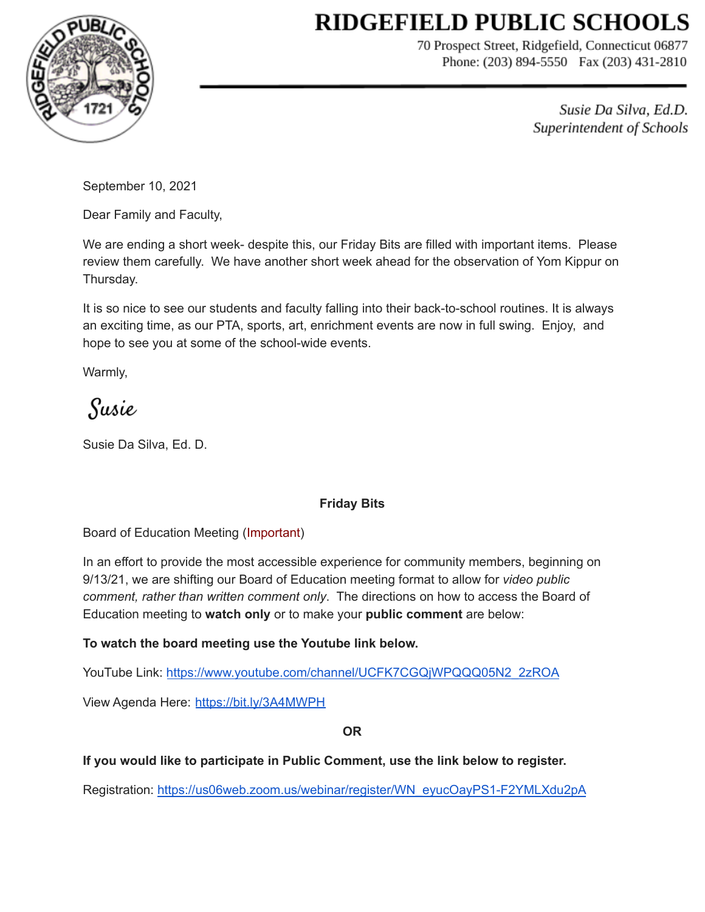# RIDGEFIELD PUBLIC SCHOOLS

70 Prospect Street, Ridgefield, Connecticut 06877
Phone: (203) 894-5550 Fax (203) 431-2810

*Susie Da Silva, Ed.D.*
*Superintendent of Schools*

September 10, 2021

Dear Family and Faculty,

We are ending a short week- despite this, our Friday Bits are filled with important items. Please review them carefully. We have another short week ahead for the observation of Yom Kippur on Thursday.

It is so nice to see our students and faculty falling into their back-to-school routines. It is always an exciting time, as our PTA, sports, art, enrichment events are now in full swing. Enjoy, and hope to see you at some of the school-wide events.

Warmly,

Susie

Susie Da Silva, Ed. D.

## Friday Bits

Board of Education Meeting (Important)

In an effort to provide the most accessible experience for community members, beginning on 9/13/21, we are shifting our Board of Education meeting format to allow for *video public comment, rather than written comment only*. The directions on how to access the Board of Education meeting to **watch only** or to make your **public comment** are below:

**To watch the board meeting use the Youtube link below.**

YouTube Link: https://www.youtube.com/channel/UCFK7CGQjWPQQQ05N2_2zROA

View Agenda Here: https://bit.ly/3A4MWPH

**OR**

**If you would like to participate in Public Comment, use the link below to register.**

Registration: https://us06web.zoom.us/webinar/register/WN_eyucOayPS1-F2YMLXdu2pA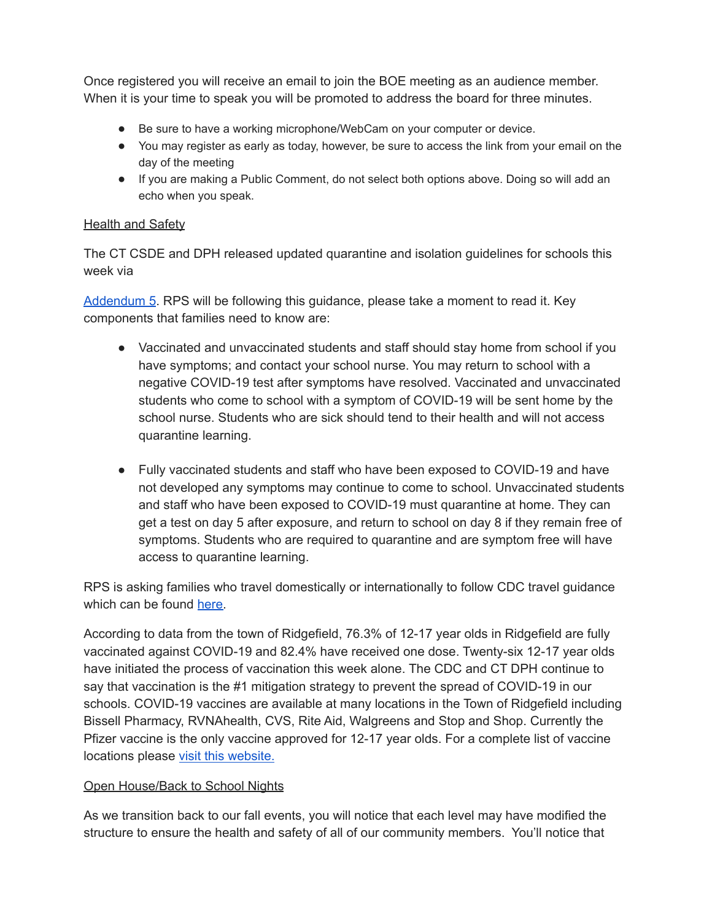Once registered you will receive an email to join the BOE meeting as an audience member. When it is your time to speak you will be promoted to address the board for three minutes.

- Be sure to have a working microphone/WebCam on your computer or device.
- You may register as early as today, however, be sure to access the link from your email on the day of the meeting
- If you are making a Public Comment, do not select both options above. Doing so will add an echo when you speak.

Health and Safety

The CT CSDE and DPH released updated quarantine and isolation guidelines for schools this week via

Addendum 5. RPS will be following this guidance, please take a moment to read it. Key components that families need to know are:

- Vaccinated and unvaccinated students and staff should stay home from school if you have symptoms; and contact your school nurse. You may return to school with a negative COVID-19 test after symptoms have resolved. Vaccinated and unvaccinated students who come to school with a symptom of COVID-19 will be sent home by the school nurse. Students who are sick should tend to their health and will not access quarantine learning.

- Fully vaccinated students and staff who have been exposed to COVID-19 and have not developed any symptoms may continue to come to school. Unvaccinated students and staff who have been exposed to COVID-19 must quarantine at home. They can get a test on day 5 after exposure, and return to school on day 8 if they remain free of symptoms. Students who are required to quarantine and are symptom free will have access to quarantine learning.

RPS is asking families who travel domestically or internationally to follow CDC travel guidance which can be found here.

According to data from the town of Ridgefield, 76.3% of 12-17 year olds in Ridgefield are fully vaccinated against COVID-19 and 82.4% have received one dose. Twenty-six 12-17 year olds have initiated the process of vaccination this week alone. The CDC and CT DPH continue to say that vaccination is the #1 mitigation strategy to prevent the spread of COVID-19 in our schools. COVID-19 vaccines are available at many locations in the Town of Ridgefield including Bissell Pharmacy, RVNAhealth, CVS, Rite Aid, Walgreens and Stop and Shop. Currently the Pfizer vaccine is the only vaccine approved for 12-17 year olds. For a complete list of vaccine locations please visit this website.

Open House/Back to School Nights

As we transition back to our fall events, you will notice that each level may have modified the structure to ensure the health and safety of all of our community members. You'll notice that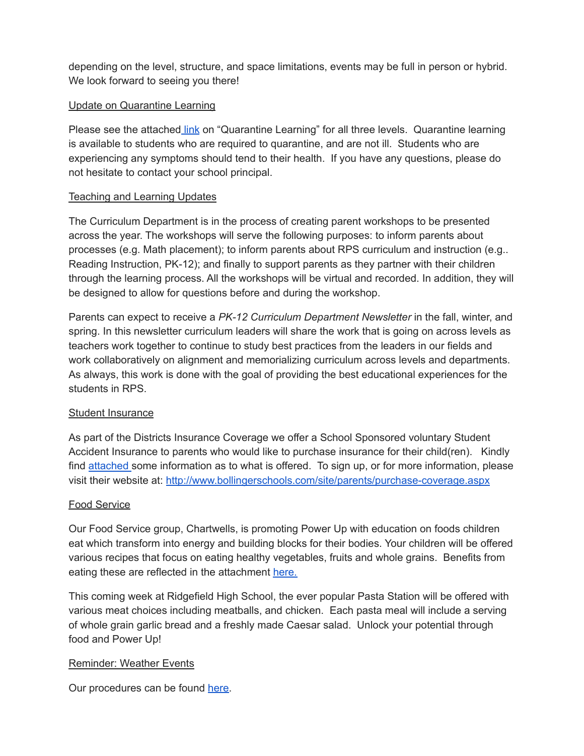depending on the level, structure, and space limitations, events may be full in person or hybrid. We look forward to seeing you there!

Update on Quarantine Learning

Please see the attached link on "Quarantine Learning" for all three levels. Quarantine learning is available to students who are required to quarantine, and are not ill. Students who are experiencing any symptoms should tend to their health. If you have any questions, please do not hesitate to contact your school principal.

Teaching and Learning Updates

The Curriculum Department is in the process of creating parent workshops to be presented across the year. The workshops will serve the following purposes: to inform parents about processes (e.g. Math placement); to inform parents about RPS curriculum and instruction (e.g.. Reading Instruction, PK-12); and finally to support parents as they partner with their children through the learning process. All the workshops will be virtual and recorded. In addition, they will be designed to allow for questions before and during the workshop.

Parents can expect to receive a *PK-12 Curriculum Department Newsletter* in the fall, winter, and spring. In this newsletter curriculum leaders will share the work that is going on across levels as teachers work together to continue to study best practices from the leaders in our fields and work collaboratively on alignment and memorializing curriculum across levels and departments. As always, this work is done with the goal of providing the best educational experiences for the students in RPS.

Student Insurance

As part of the Districts Insurance Coverage we offer a School Sponsored voluntary Student Accident Insurance to parents who would like to purchase insurance for their child(ren). Kindly find attached some information as to what is offered. To sign up, or for more information, please visit their website at: http://www.bollingerschools.com/site/parents/purchase-coverage.aspx

Food Service

Our Food Service group, Chartwells, is promoting Power Up with education on foods children eat which transform into energy and building blocks for their bodies. Your children will be offered various recipes that focus on eating healthy vegetables, fruits and whole grains. Benefits from eating these are reflected in the attachment here.

This coming week at Ridgefield High School, the ever popular Pasta Station will be offered with various meat choices including meatballs, and chicken. Each pasta meal will include a serving of whole grain garlic bread and a freshly made Caesar salad. Unlock your potential through food and Power Up!

Reminder: Weather Events

Our procedures can be found here.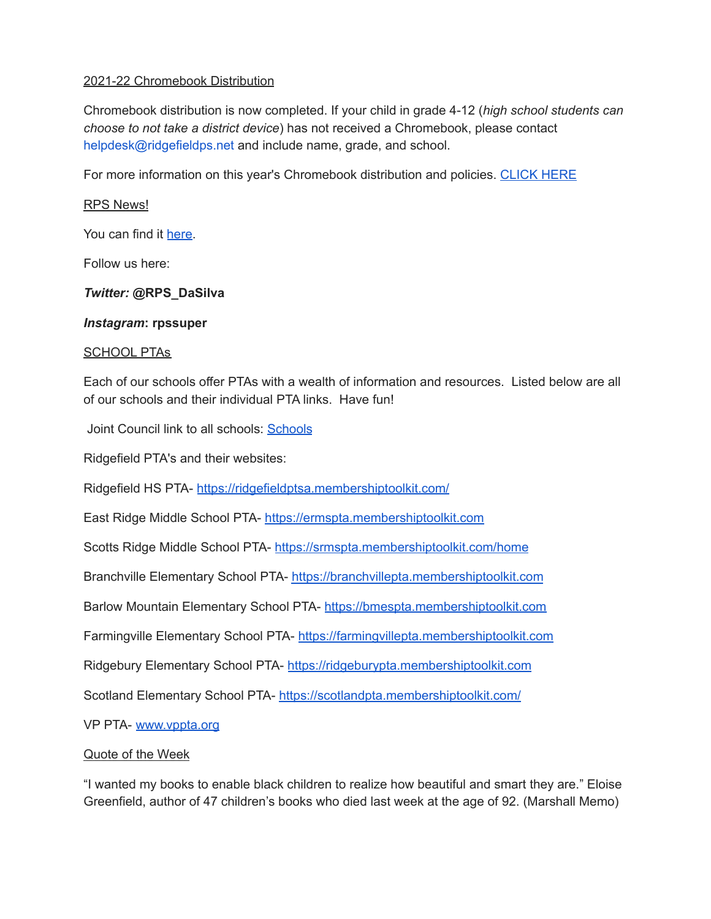2021-22 Chromebook Distribution

Chromebook distribution is now completed. If your child in grade 4-12 (*high school students can choose to not take a district device*) has not received a Chromebook, please contact helpdesk@ridgefieldps.net and include name, grade, and school.

For more information on this year's Chromebook distribution and policies. CLICK HERE

RPS News!

You can find it here.

Follow us here:

***Twitter:* @RPS_DaSilva**

***Instagram*: rpssuper**

SCHOOL PTAs

Each of our schools offer PTAs with a wealth of information and resources. Listed below are all of our schools and their individual PTA links. Have fun!

Joint Council link to all schools: Schools

Ridgefield PTA's and their websites:

Ridgefield HS PTA- https://ridgefieldptsa.membershiptoolkit.com/

East Ridge Middle School PTA- https://ermspta.membershiptoolkit.com

Scotts Ridge Middle School PTA- https://srmspta.membershiptoolkit.com/home

Branchville Elementary School PTA- https://branchvillepta.membershiptoolkit.com

Barlow Mountain Elementary School PTA- https://bmespta.membershiptoolkit.com

Farmingville Elementary School PTA- https://farmingvillepta.membershiptoolkit.com

Ridgebury Elementary School PTA- https://ridgeburypta.membershiptoolkit.com

Scotland Elementary School PTA- https://scotlandpta.membershiptoolkit.com/

VP PTA- www.vppta.org

Quote of the Week

"I wanted my books to enable black children to realize how beautiful and smart they are." Eloise Greenfield, author of 47 children's books who died last week at the age of 92. (Marshall Memo)